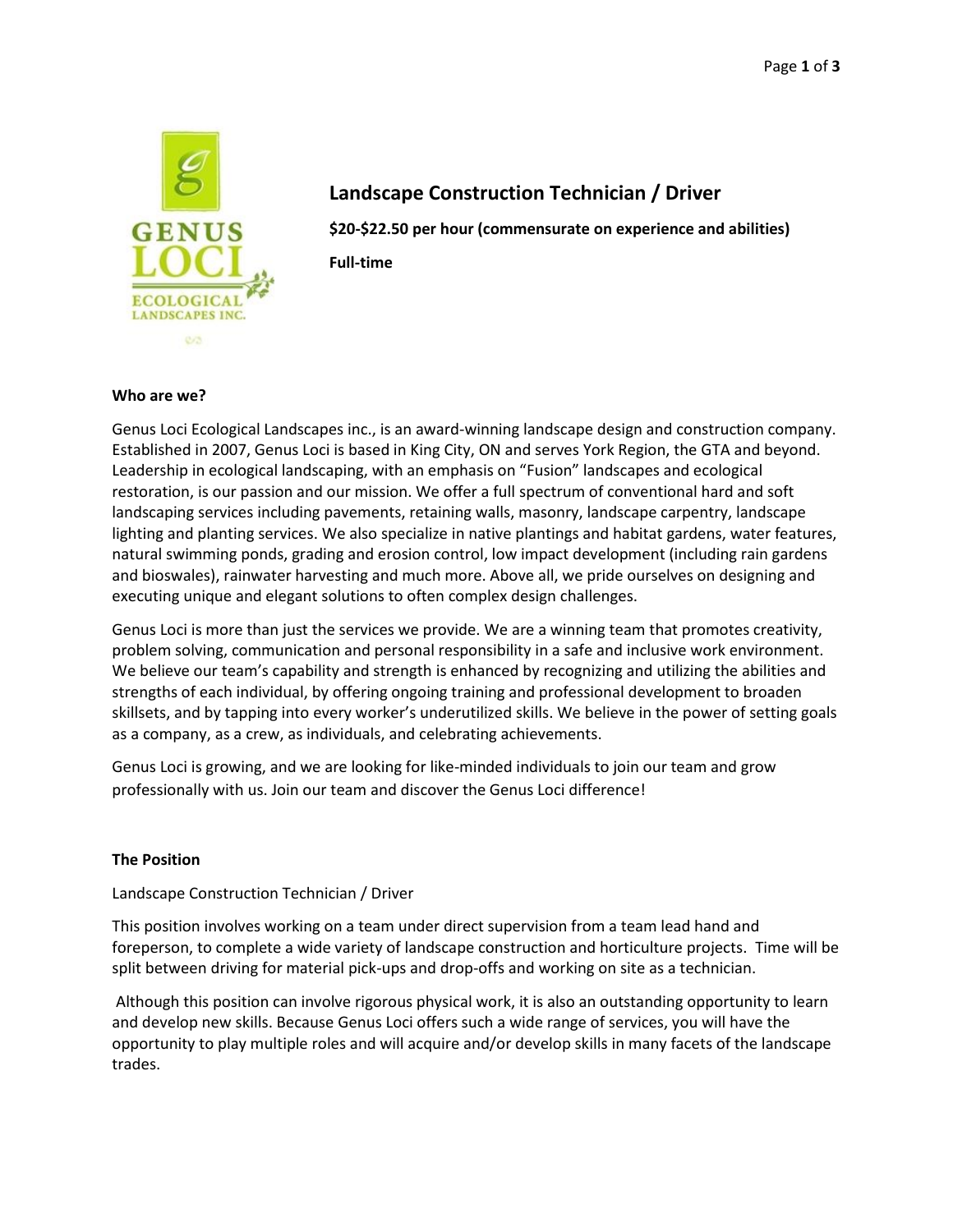# Landscape Construction Technician / Driver

**$20-$22.50 per hour (commensurate on experience and abilities)**

**Full-time**

**Who are we?**

Genus Loci Ecological Landscapes inc., is an award-winning landscape design and construction company. Established in 2007, Genus Loci is based in King City, ON and serves York Region, the GTA and beyond. Leadership in ecological landscaping, with an emphasis on "Fusion" landscapes and ecological restoration, is our passion and our mission. We offer a full spectrum of conventional hard and soft landscaping services including pavements, retaining walls, masonry, landscape carpentry, landscape lighting and planting services. We also specialize in native plantings and habitat gardens, water features, natural swimming ponds, grading and erosion control, low impact development (including rain gardens and bioswales), rainwater harvesting and much more. Above all, we pride ourselves on designing and executing unique and elegant solutions to often complex design challenges.

Genus Loci is more than just the services we provide. We are a winning team that promotes creativity, problem solving, communication and personal responsibility in a safe and inclusive work environment. We believe our team's capability and strength is enhanced by recognizing and utilizing the abilities and strengths of each individual, by offering ongoing training and professional development to broaden skillsets, and by tapping into every worker's underutilized skills. We believe in the power of setting goals as a company, as a crew, as individuals, and celebrating achievements.

Genus Loci is growing, and we are looking for like-minded individuals to join our team and grow professionally with us. Join our team and discover the Genus Loci difference!

**The Position**

Landscape Construction Technician / Driver

This position involves working on a team under direct supervision from a team lead hand and foreperson, to complete a wide variety of landscape construction and horticulture projects. Time will be split between driving for material pick-ups and drop-offs and working on site as a technician.

Although this position can involve rigorous physical work, it is also an outstanding opportunity to learn and develop new skills. Because Genus Loci offers such a wide range of services, you will have the opportunity to play multiple roles and will acquire and/or develop skills in many facets of the landscape trades.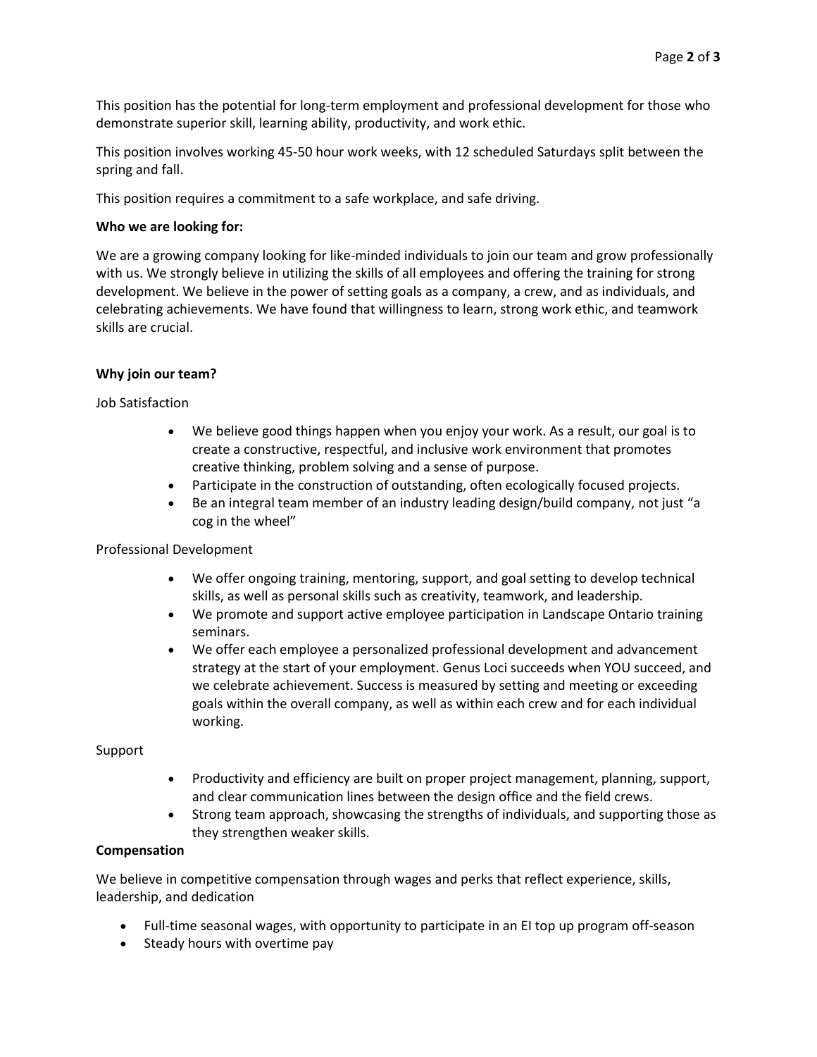This position has the potential for long-term employment and professional development for those who demonstrate superior skill, learning ability, productivity, and work ethic.

This position involves working 45-50 hour work weeks, with 12 scheduled Saturdays split between the spring and fall.

This position requires a commitment to a safe workplace, and safe driving.

**Who we are looking for:**

We are a growing company looking for like-minded individuals to join our team and grow professionally with us. We strongly believe in utilizing the skills of all employees and offering the training for strong development. We believe in the power of setting goals as a company, a crew, and as individuals, and celebrating achievements. We have found that willingness to learn, strong work ethic, and teamwork skills are crucial.

**Why join our team?**

Job Satisfaction

- We believe good things happen when you enjoy your work. As a result, our goal is to create a constructive, respectful, and inclusive work environment that promotes creative thinking, problem solving and a sense of purpose.
- Participate in the construction of outstanding, often ecologically focused projects.
- Be an integral team member of an industry leading design/build company, not just "a cog in the wheel"

Professional Development

- We offer ongoing training, mentoring, support, and goal setting to develop technical skills, as well as personal skills such as creativity, teamwork, and leadership.
- We promote and support active employee participation in Landscape Ontario training seminars.
- We offer each employee a personalized professional development and advancement strategy at the start of your employment. Genus Loci succeeds when YOU succeed, and we celebrate achievement. Success is measured by setting and meeting or exceeding goals within the overall company, as well as within each crew and for each individual working.

Support

- Productivity and efficiency are built on proper project management, planning, support, and clear communication lines between the design office and the field crews.
- Strong team approach, showcasing the strengths of individuals, and supporting those as they strengthen weaker skills.

**Compensation**

We believe in competitive compensation through wages and perks that reflect experience, skills, leadership, and dedication

- Full-time seasonal wages, with opportunity to participate in an EI top up program off-season
- Steady hours with overtime pay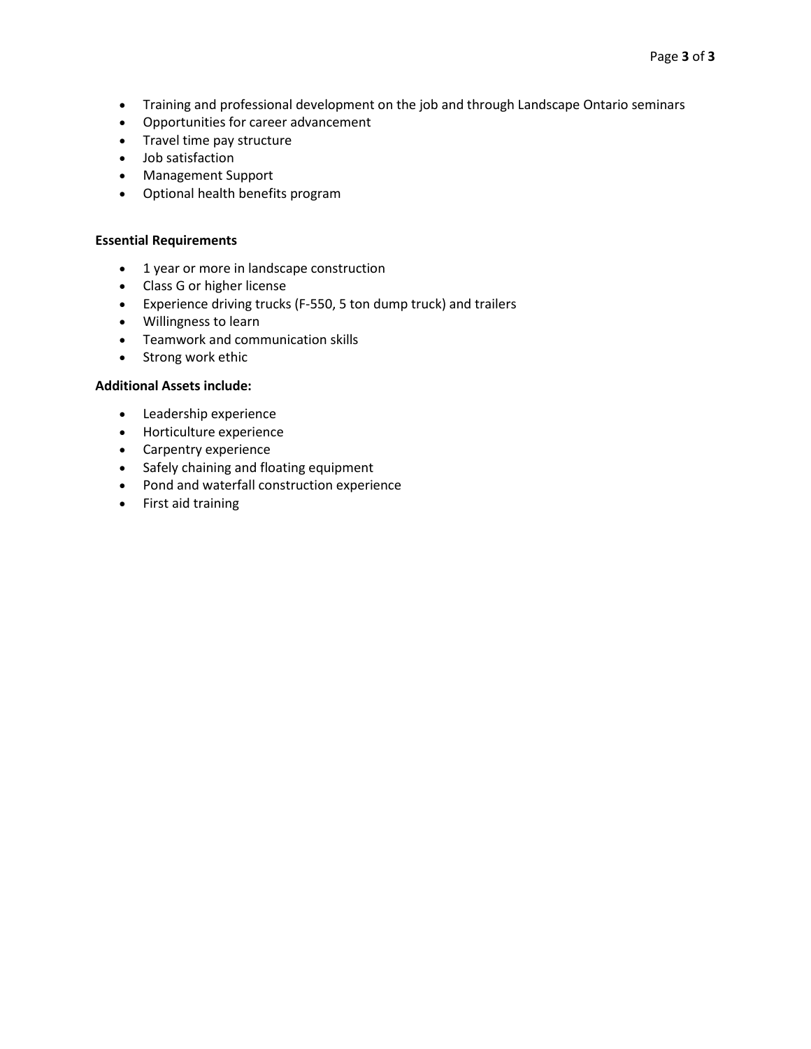- Training and professional development on the job and through Landscape Ontario seminars
- Opportunities for career advancement
- Travel time pay structure
- Job satisfaction
- Management Support
- Optional health benefits program

**Essential Requirements**

- 1 year or more in landscape construction
- Class G or higher license
- Experience driving trucks (F-550, 5 ton dump truck) and trailers
- Willingness to learn
- Teamwork and communication skills
- Strong work ethic

**Additional Assets include:**

- Leadership experience
- Horticulture experience
- Carpentry experience
- Safely chaining and floating equipment
- Pond and waterfall construction experience
- First aid training